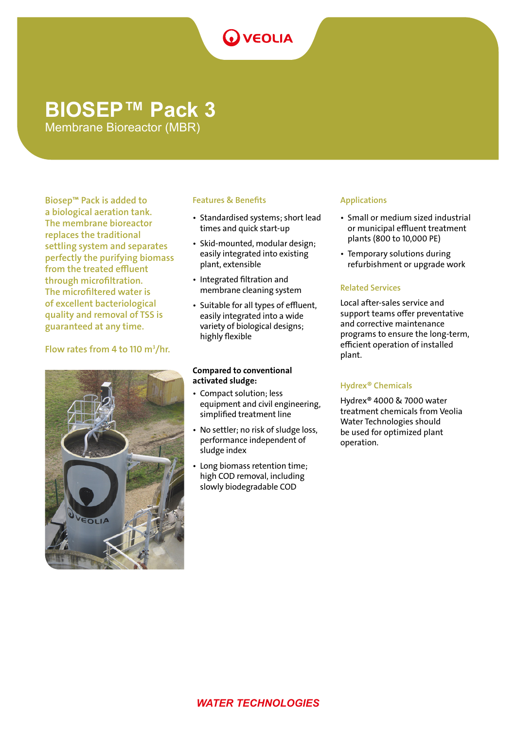# BIOSEP™ Pack 3

## Membrane Bioreactor (MBR)

Biosep™ Pack is added to a biological aeration tank. The membrane bioreactor replaces the traditional settling system and separates perfectly the purifying biomass from the treated effluent through microfiltration. The microfiltered water is of excellent bacteriological quality and removal of TSS is guaranteed at any time.

Flow rates from 4 to 110 $m^3$/hr.

### Features & Benefits

- Standardised systems; short lead times and quick start-up
- Skid-mounted, modular design; easily integrated into existing plant, extensible
- Integrated filtration and membrane cleaning system
- Suitable for all types of effluent, easily integrated into a wide variety of biological designs; highly flexible

**Compared to conventional activated sludge:**

- Compact solution; less equipment and civil engineering, simplified treatment line
- No settler; no risk of sludge loss, performance independent of sludge index
- Long biomass retention time; high COD removal, including slowly biodegradable COD

### Applications

- Small or medium sized industrial or municipal effluent treatment plants (800 to 10,000 PE)
- Temporary solutions during refurbishment or upgrade work

### Related Services

Local after-sales service and support teams offer preventative and corrective maintenance programs to ensure the long-term, efficient operation of installed plant.

### Hydrex® Chemicals

Hydrex® 4000 & 7000 water treatment chemicals from Veolia Water Technologies should be used for optimized plant operation.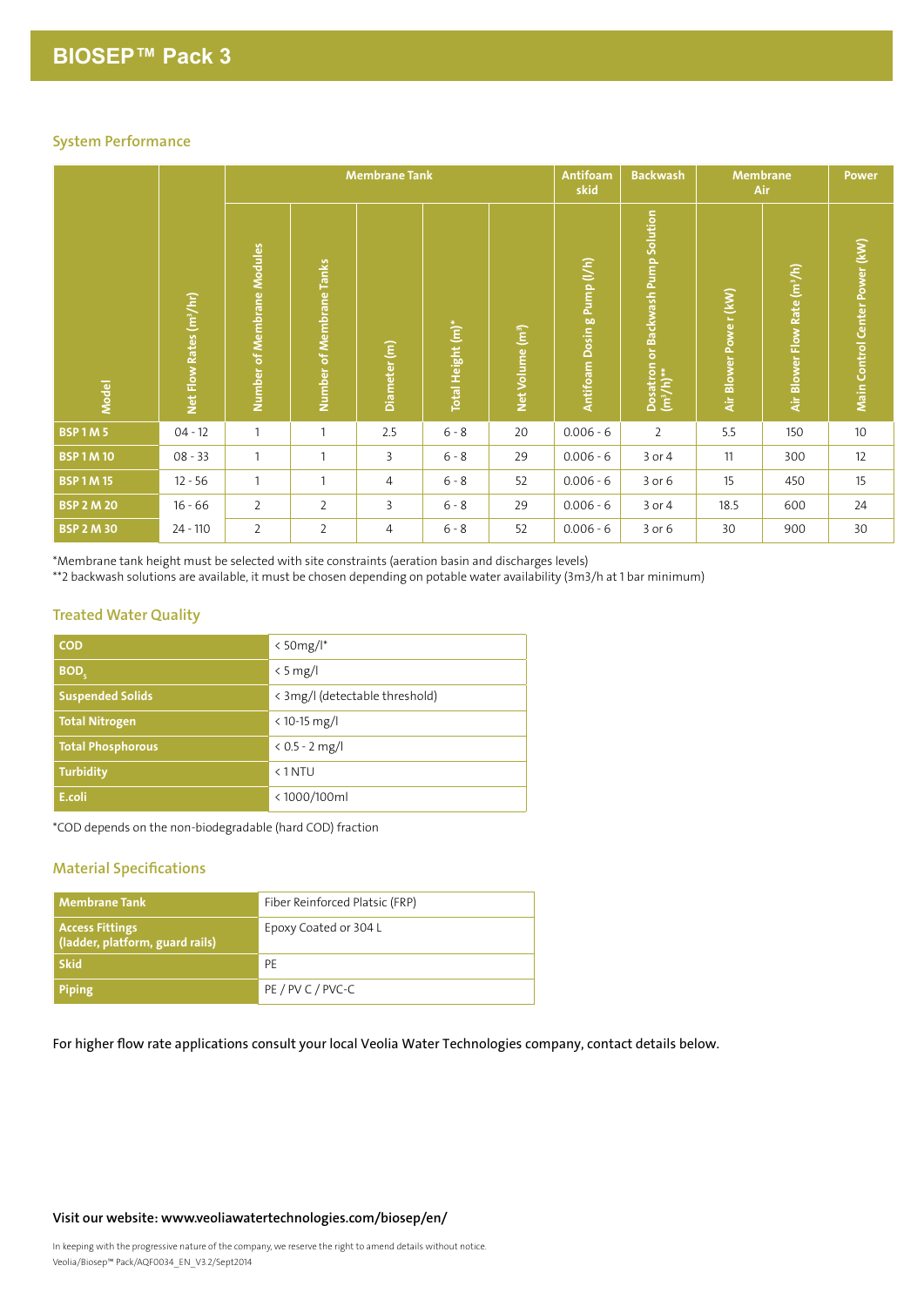# BIOSEP™ Pack 3

## System Performance

| Model | Net Flow Rates ($m^3$/hr) | Membrane Tank | | | | | Antifoam skid | Backwash | Membrane Air | | Power |
|---|---|---|---|---|---|---|---|---|---|---|---|
| | | Number of Membrane Modules | Number of Membrane Tanks | Diameter (m) | Total Height (m)* | Net Volume ($m^3$) | Antifoam Dosin g Pump (l/h) | Dosatron or Backwash Pump Solution ($m^3$/h)** | Air Blower Powe r (kW) | Air Blower Flow Rate ($m^3$/h) | Main Control Center Power (kW) |
| **BSP 1 M 5** | 04 - 12 | 1 | 1 | 2.5 | 6 - 8 | 20 | 0.006 - 6 | 2 | 5.5 | 150 | 10 |
| **BSP 1 M 10** | 08 - 33 | 1 | 1 | 3 | 6 - 8 | 29 | 0.006 - 6 | 3 or 4 | 11 | 300 | 12 |
| **BSP 1 M 15** | 12 - 56 | 1 | 1 | 4 | 6 - 8 | 52 | 0.006 - 6 | 3 or 6 | 15 | 450 | 15 |
| **BSP 2 M 20** | 16 - 66 | 2 | 2 | 3 | 6 - 8 | 29 | 0.006 - 6 | 3 or 4 | 18.5 | 600 | 24 |
| **BSP 2 M 30** | 24 - 110 | 2 | 2 | 4 | 6 - 8 | 52 | 0.006 - 6 | 3 or 6 | 30 | 900 | 30 |

*Membrane tank height must be selected with site constraints (aeration basin and discharges levels)
**2 backwash solutions are available, it must be chosen depending on potable water availability (3m3/h at 1 bar minimum)

## Treated Water Quality

| | |
|---|---|
| **COD** | < 50mg/l* |
| **$BOD_5$** | < 5 mg/l |
| **Suspended Solids** | < 3mg/l (detectable threshold) |
| **Total Nitrogen** | < 10-15 mg/l |
| **Total Phosphorous** | < 0.5 - 2 mg/l |
| **Turbidity** | < 1 NTU |
| **E.coli** | < 1000/100ml |

*COD depends on the non-biodegradable (hard COD) fraction

## Material Specifications

| | |
|---|---|
| **Membrane Tank** | Fiber Reinforced Platsic (FRP) |
| **Access Fittings (ladder, platform, guard rails)** | Epoxy Coated or 304 L |
| **Skid** | PE |
| **Piping** | PE / PV C / PVC-C |

For higher flow rate applications consult your local Veolia Water Technologies company, contact details below.

**Visit our website: www.veoliawatertechnologies.com/biosep/en/**

In keeping with the progressive nature of the company, we reserve the right to amend details without notice.
Veolia/Biosep™ Pack/AQF0034_EN_V3.2/Sept2014